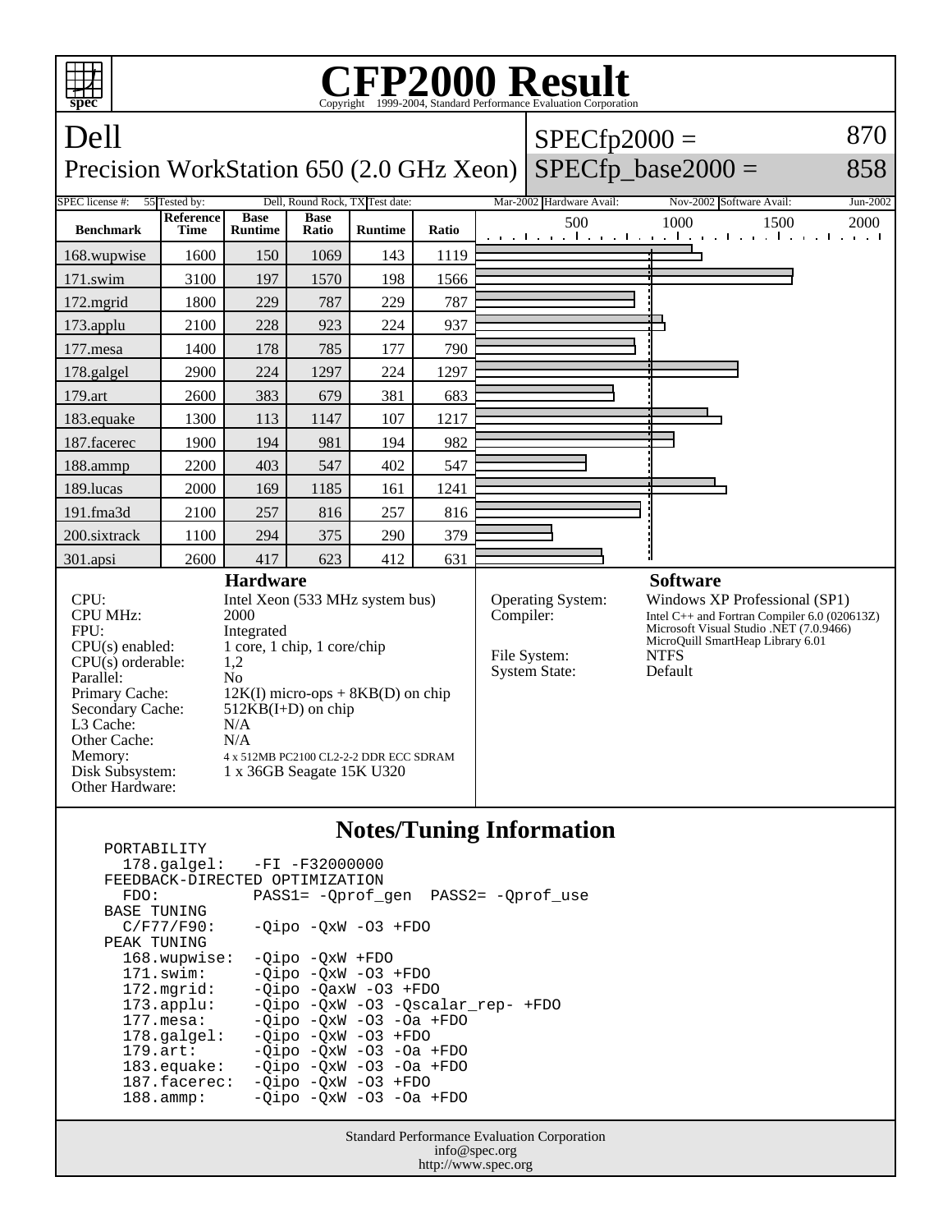# CFP2000 Result

Copyright 1999-2004, Standard Performance Evaluation Corporation

## Dell

Precision WorkStation 650 (2.0 GHz Xeon)

SPECfp2000 = 870

SPECfp_base2000 = 858

| SPEC license #: | 55 | Tested by: | Dell, Round Rock, TX | Test date: | Mar-2002 | Hardware Avail: | Nov-2002 | Software Avail: | Jun-2002 |
|---|---|---|---|---|---|---|---|---|---|

| Benchmark | Reference Time | Base Runtime | Base Ratio | Runtime | Ratio |
|---|---|---|---|---|---|
| 168.wupwise | 1600 | 150 | 1069 | 143 | 1119 |
| 171.swim | 3100 | 197 | 1570 | 198 | 1566 |
| 172.mgrid | 1800 | 229 | 787 | 229 | 787 |
| 173.applu | 2100 | 228 | 923 | 224 | 937 |
| 177.mesa | 1400 | 178 | 785 | 177 | 790 |
| 178.galgel | 2900 | 224 | 1297 | 224 | 1297 |
| 179.art | 2600 | 383 | 679 | 381 | 683 |
| 183.equake | 1300 | 113 | 1147 | 107 | 1217 |
| 187.facerec | 1900 | 194 | 981 | 194 | 982 |
| 188.ammp | 2200 | 403 | 547 | 402 | 547 |
| 189.lucas | 2000 | 169 | 1185 | 161 | 1241 |
| 191.fma3d | 2100 | 257 | 816 | 257 | 816 |
| 200.sixtrack | 1100 | 294 | 375 | 290 | 379 |
| 301.apsi | 2600 | 417 | 623 | 412 | 631 |

### Hardware

| | |
|---|---|
| CPU: | Intel Xeon (533 MHz system bus) |
| CPU MHz: | 2000 |
| FPU: | Integrated |
| CPU(s) enabled: | 1 core, 1 chip, 1 core/chip |
| CPU(s) orderable: | 1,2 |
| Parallel: | No |
| Primary Cache: | 12K(I) micro-ops + 8KB(D) on chip |
| Secondary Cache: | 512KB(I+D) on chip |
| L3 Cache: | N/A |
| Other Cache: | N/A |
| Memory: | 4 x 512MB PC2100 CL2-2-2 DDR ECC SDRAM |
| Disk Subsystem: | 1 x 36GB Seagate 15K U320 |
| Other Hardware: | |

### Software

| | |
|---|---|
| Operating System: | Windows XP Professional (SP1) |
| Compiler: | Intel C++ and Fortran Compiler 6.0 (020613Z) Microsoft Visual Studio .NET (7.0.9466) MicroQuill SmartHeap Library 6.01 |
| File System: | NTFS |
| System State: | Default |

### Notes/Tuning Information

```
PORTABILITY
  178.galgel:   -FI -F32000000
FEEDBACK-DIRECTED OPTIMIZATION
  FDO:          PASS1= -Qprof_gen  PASS2= -Qprof_use
BASE TUNING
  C/F77/F90:    -Qipo -QxW -O3 +FDO
PEAK TUNING
  168.wupwise:  -Qipo -QxW +FDO
  171.swim:     -Qipo -QxW -O3 +FDO
  172.mgrid:    -Qipo -QaxW -O3 +FDO
  173.applu:    -Qipo -QxW -O3 -Qscalar_rep- +FDO
  177.mesa:     -Qipo -QxW -O3 -Oa +FDO
  178.galgel:   -Qipo -QxW -O3 +FDO
  179.art:      -Qipo -QxW -O3 -Oa +FDO
  183.equake:   -Qipo -QxW -O3 -Oa +FDO
  187.facerec:  -Qipo -QxW -O3 +FDO
  188.ammp:     -Qipo -QxW -O3 -Oa +FDO
```

Standard Performance Evaluation Corporation
info@spec.org
http://www.spec.org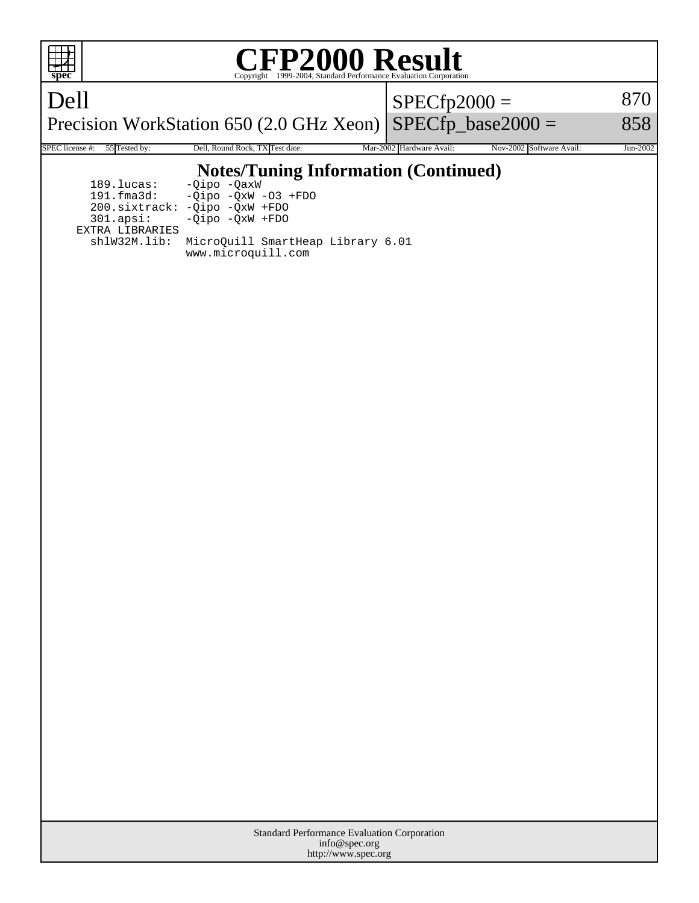# CFP2000 Result

Copyright 1999-2004, Standard Performance Evaluation Corporation

Dell

Precision WorkStation 650 (2.0 GHz Xeon)

SPECfp2000 = 870

SPECfp_base2000 = 858

| SPEC license #: | 55 | Tested by: | Dell, Round Rock, TX | Test date: | Mar-2002 | Hardware Avail: | Nov-2002 | Software Avail: | Jun-2002 |
|---|---|---|---|---|---|---|---|---|---|

## Notes/Tuning Information (Continued)

```
    189.lucas:     -Qipo -QaxW
    191.fma3d:     -Qipo -QxW -O3 +FDO
    200.sixtrack: -Qipo -QxW +FDO
    301.apsi:      -Qipo -QxW +FDO
  EXTRA LIBRARIES
    shlW32M.lib:  MicroQuill SmartHeap Library 6.01
                  www.microquill.com
```